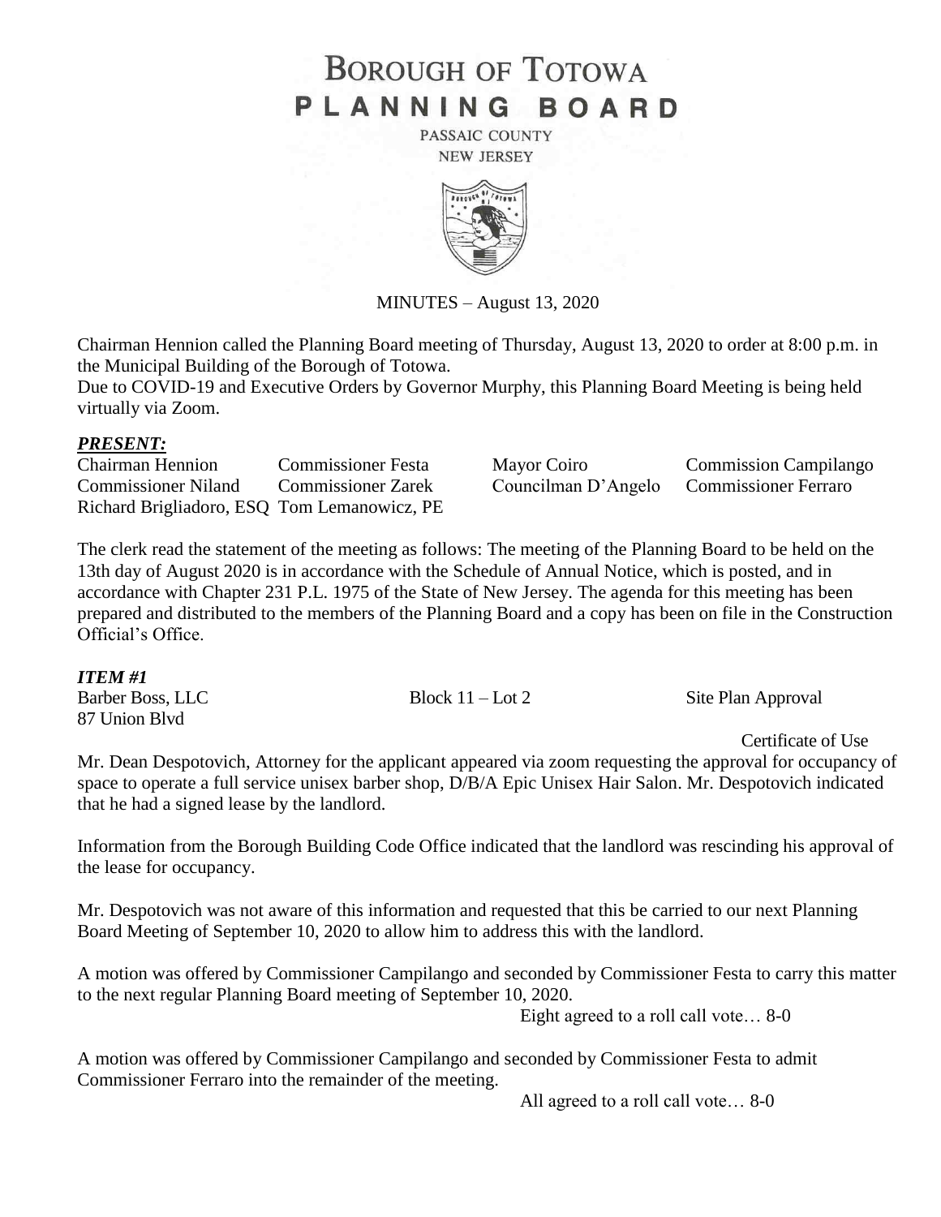# BOROUGH OF TOTOWA
# PLANNING BOARD

PASSAIC COUNTY
NEW JERSEY

MINUTES – August 13, 2020

Chairman Hennion called the Planning Board meeting of Thursday, August 13, 2020 to order at 8:00 p.m. in the Municipal Building of the Borough of Totowa.
Due to COVID-19 and Executive Orders by Governor Murphy, this Planning Board Meeting is being held virtually via Zoom.

## *PRESENT:*

| | | | |
|---|---|---|---|
| Chairman Hennion | Commissioner Festa | Mayor Coiro | Commission Campilango |
| Commissioner Niland | Commissioner Zarek | Councilman D'Angelo | Commissioner Ferraro |
| Richard Brigliadoro, ESQ | Tom Lemanowicz, PE | | |

The clerk read the statement of the meeting as follows: The meeting of the Planning Board to be held on the 13th day of August 2020 is in accordance with the Schedule of Annual Notice, which is posted, and in accordance with Chapter 231 P.L. 1975 of the State of New Jersey. The agenda for this meeting has been prepared and distributed to the members of the Planning Board and a copy has been on file in the Construction Official's Office.

## *ITEM #1*

Barber Boss, LLC — Block 11 – Lot 2 — Site Plan Approval
87 Union Blvd — Certificate of Use

Mr. Dean Despotovich, Attorney for the applicant appeared via zoom requesting the approval for occupancy of space to operate a full service unisex barber shop, D/B/A Epic Unisex Hair Salon. Mr. Despotovich indicated that he had a signed lease by the landlord.

Information from the Borough Building Code Office indicated that the landlord was rescinding his approval of the lease for occupancy.

Mr. Despotovich was not aware of this information and requested that this be carried to our next Planning Board Meeting of September 10, 2020 to allow him to address this with the landlord.

A motion was offered by Commissioner Campilango and seconded by Commissioner Festa to carry this matter to the next regular Planning Board meeting of September 10, 2020.

Eight agreed to a roll call vote… 8-0

A motion was offered by Commissioner Campilango and seconded by Commissioner Festa to admit Commissioner Ferraro into the remainder of the meeting.

All agreed to a roll call vote… 8-0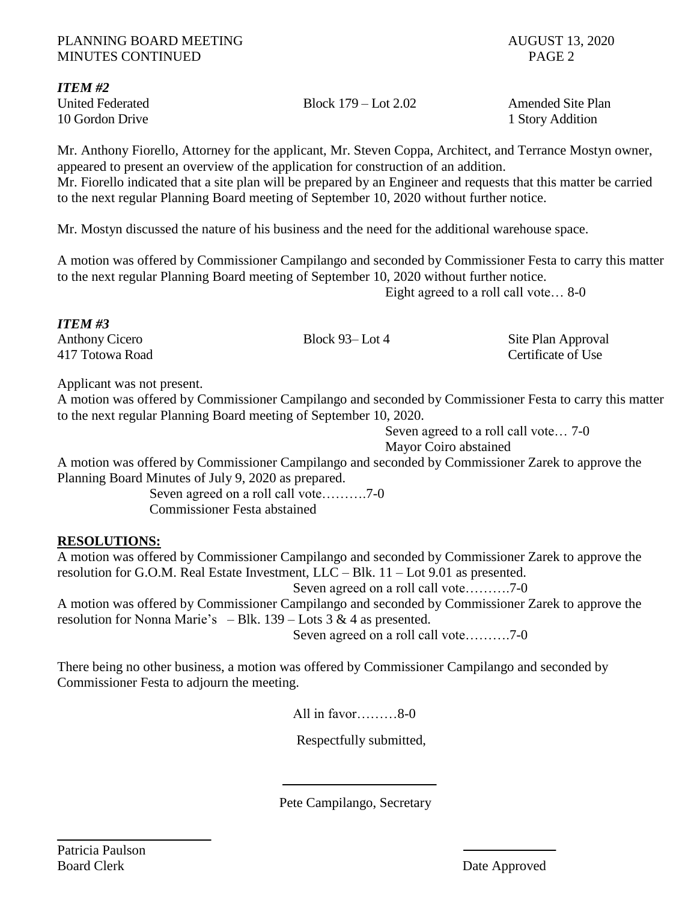***ITEM #2***

United Federated — Block 179 – Lot 2.02 — Amended Site Plan
10 Gordon Drive — 1 Story Addition

Mr. Anthony Fiorello, Attorney for the applicant, Mr. Steven Coppa, Architect, and Terrance Mostyn owner, appeared to present an overview of the application for construction of an addition.
Mr. Fiorello indicated that a site plan will be prepared by an Engineer and requests that this matter be carried to the next regular Planning Board meeting of September 10, 2020 without further notice.

Mr. Mostyn discussed the nature of his business and the need for the additional warehouse space.

A motion was offered by Commissioner Campilango and seconded by Commissioner Festa to carry this matter to the next regular Planning Board meeting of September 10, 2020 without further notice.

Eight agreed to a roll call vote… 8-0

***ITEM #3***

Anthony Cicero — Block 93– Lot 4 — Site Plan Approval
417 Totowa Road — Certificate of Use

Applicant was not present.
A motion was offered by Commissioner Campilango and seconded by Commissioner Festa to carry this matter to the next regular Planning Board meeting of September 10, 2020.

Seven agreed to a roll call vote… 7-0
Mayor Coiro abstained

A motion was offered by Commissioner Campilango and seconded by Commissioner Zarek to approve the Planning Board Minutes of July 9, 2020 as prepared.

Seven agreed on a roll call vote……….7-0
Commissioner Festa abstained

**RESOLUTIONS:**

A motion was offered by Commissioner Campilango and seconded by Commissioner Zarek to approve the resolution for G.O.M. Real Estate Investment, LLC – Blk. 11 – Lot 9.01 as presented.

Seven agreed on a roll call vote……….7-0

A motion was offered by Commissioner Campilango and seconded by Commissioner Zarek to approve the resolution for Nonna Marie's – Blk. 139 – Lots 3 & 4 as presented.

Seven agreed on a roll call vote……….7-0

There being no other business, a motion was offered by Commissioner Campilango and seconded by Commissioner Festa to adjourn the meeting.

All in favor………8-0

Respectfully submitted,

Pete Campilango, Secretary

Patricia Paulson
Board Clerk

Date Approved